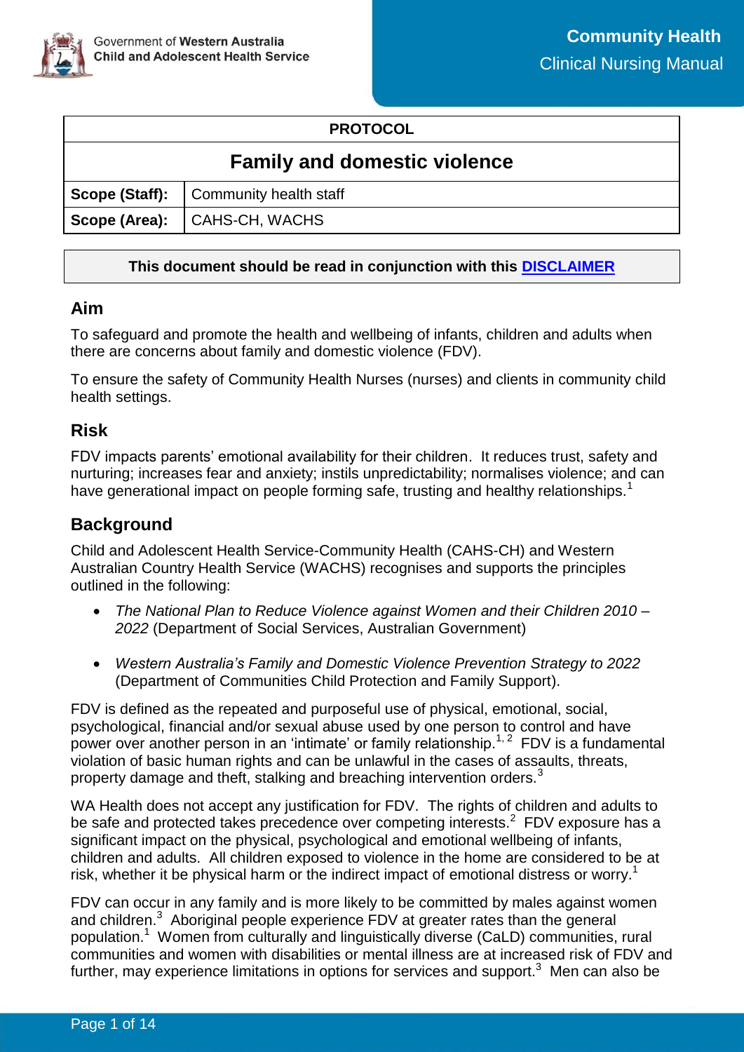Government of Western Australia
Child and Adolescent Health Service

**Community Health**
Clinical Nursing Manual

| PROTOCOL | |
|---|---|
| **Family and domestic violence** | |
| **Scope (Staff):** | Community health staff |
| **Scope (Area):** | CAHS-CH, WACHS |

**This document should be read in conjunction with this [DISCLAIMER](DISCLAIMER)**

## Aim

To safeguard and promote the health and wellbeing of infants, children and adults when there are concerns about family and domestic violence (FDV).

To ensure the safety of Community Health Nurses (nurses) and clients in community child health settings.

## Risk

FDV impacts parents' emotional availability for their children. It reduces trust, safety and nurturing; increases fear and anxiety; instils unpredictability; normalises violence; and can have generational impact on people forming safe, trusting and healthy relationships.[1]

## Background

Child and Adolescent Health Service-Community Health (CAHS-CH) and Western Australian Country Health Service (WACHS) recognises and supports the principles outlined in the following:

- *The National Plan to Reduce Violence against Women and their Children 2010 – 2022* (Department of Social Services, Australian Government)
- *Western Australia's Family and Domestic Violence Prevention Strategy to 2022* (Department of Communities Child Protection and Family Support).

FDV is defined as the repeated and purposeful use of physical, emotional, social, psychological, financial and/or sexual abuse used by one person to control and have power over another person in an 'intimate' or family relationship.[1, 2] FDV is a fundamental violation of basic human rights and can be unlawful in the cases of assaults, threats, property damage and theft, stalking and breaching intervention orders.[3]

WA Health does not accept any justification for FDV. The rights of children and adults to be safe and protected takes precedence over competing interests.[2] FDV exposure has a significant impact on the physical, psychological and emotional wellbeing of infants, children and adults. All children exposed to violence in the home are considered to be at risk, whether it be physical harm or the indirect impact of emotional distress or worry.[1]

FDV can occur in any family and is more likely to be committed by males against women and children.[3] Aboriginal people experience FDV at greater rates than the general population.[1] Women from culturally and linguistically diverse (CaLD) communities, rural communities and women with disabilities or mental illness are at increased risk of FDV and further, may experience limitations in options for services and support.[3] Men can also be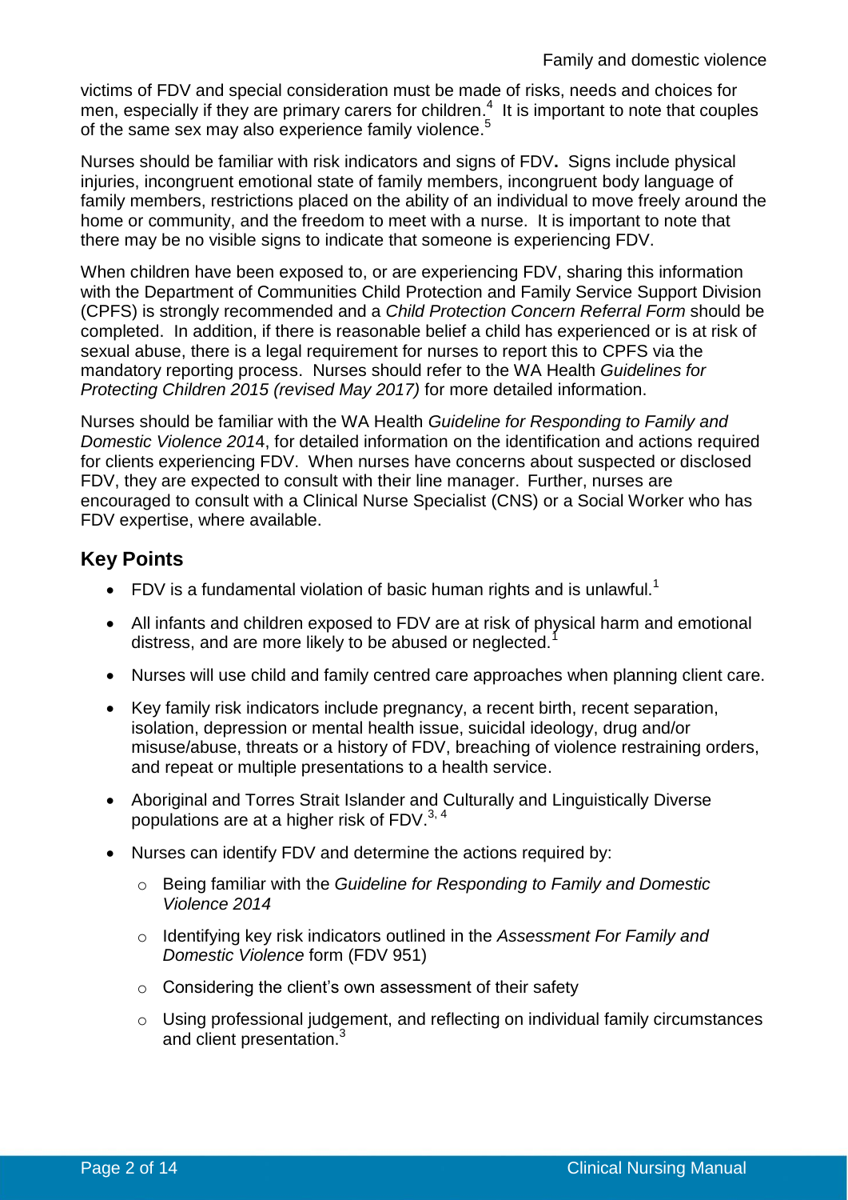victims of FDV and special consideration must be made of risks, needs and choices for men, especially if they are primary carers for children.[4] It is important to note that couples of the same sex may also experience family violence.[5]

Nurses should be familiar with risk indicators and signs of FDV**.** Signs include physical injuries, incongruent emotional state of family members, incongruent body language of family members, restrictions placed on the ability of an individual to move freely around the home or community, and the freedom to meet with a nurse. It is important to note that there may be no visible signs to indicate that someone is experiencing FDV.

When children have been exposed to, or are experiencing FDV, sharing this information with the Department of Communities Child Protection and Family Service Support Division (CPFS) is strongly recommended and a *Child Protection Concern Referral Form* should be completed. In addition, if there is reasonable belief a child has experienced or is at risk of sexual abuse, there is a legal requirement for nurses to report this to CPFS via the mandatory reporting process. Nurses should refer to the WA Health *Guidelines for Protecting Children 2015 (revised May 2017)* for more detailed information.

Nurses should be familiar with the WA Health *Guideline for Responding to Family and Domestic Violence 2014*, for detailed information on the identification and actions required for clients experiencing FDV. When nurses have concerns about suspected or disclosed FDV, they are expected to consult with their line manager. Further, nurses are encouraged to consult with a Clinical Nurse Specialist (CNS) or a Social Worker who has FDV expertise, where available.

## Key Points

- FDV is a fundamental violation of basic human rights and is unlawful.[1]
- All infants and children exposed to FDV are at risk of physical harm and emotional distress, and are more likely to be abused or neglected.[1]
- Nurses will use child and family centred care approaches when planning client care.
- Key family risk indicators include pregnancy, a recent birth, recent separation, isolation, depression or mental health issue, suicidal ideology, drug and/or misuse/abuse, threats or a history of FDV, breaching of violence restraining orders, and repeat or multiple presentations to a health service.
- Aboriginal and Torres Strait Islander and Culturally and Linguistically Diverse populations are at a higher risk of FDV.[3, 4]
- Nurses can identify FDV and determine the actions required by:
  - Being familiar with the *Guideline for Responding to Family and Domestic Violence 2014*
  - Identifying key risk indicators outlined in the *Assessment For Family and Domestic Violence* form (FDV 951)
  - Considering the client's own assessment of their safety
  - Using professional judgement, and reflecting on individual family circumstances and client presentation.[3]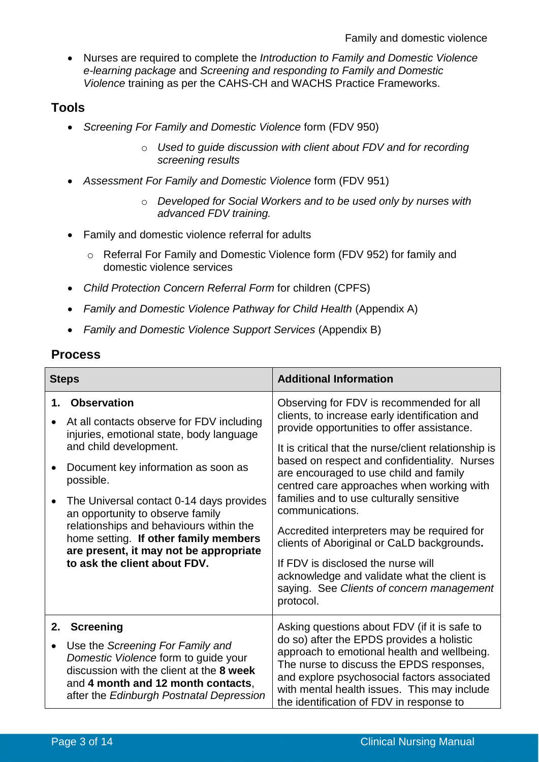- Nurses are required to complete the *Introduction to Family and Domestic Violence e-learning package* and *Screening and responding to Family and Domestic Violence* training as per the CAHS-CH and WACHS Practice Frameworks.

## Tools

- *Screening For Family and Domestic Violence* form (FDV 950)
  - *Used to guide discussion with client about FDV and for recording screening results*
- *Assessment For Family and Domestic Violence* form (FDV 951)
  - *Developed for Social Workers and to be used only by nurses with advanced FDV training.*
- Family and domestic violence referral for adults
  - Referral For Family and Domestic Violence form (FDV 952) for family and domestic violence services
- *Child Protection Concern Referral Form* for children (CPFS)
- *Family and Domestic Violence Pathway for Child Health* (Appendix A)
- *Family and Domestic Violence Support Services* (Appendix B)

## Process

| Steps | Additional Information |
|---|---|
| **1. Observation**<br>• At all contacts observe for FDV including injuries, emotional state, body language and child development.<br>• Document key information as soon as possible.<br>• The Universal contact 0-14 days provides an opportunity to observe family relationships and behaviours within the home setting. **If other family members are present, it may not be appropriate to ask the client about FDV.** | Observing for FDV is recommended for all clients, to increase early identification and provide opportunities to offer assistance.<br>It is critical that the nurse/client relationship is based on respect and confidentiality. Nurses are encouraged to use child and family centred care approaches when working with families and to use culturally sensitive communications.<br>Accredited interpreters may be required for clients of Aboriginal or CaLD backgrounds**.**<br>If FDV is disclosed the nurse will acknowledge and validate what the client is saying. See *Clients of concern management* protocol. |
| **2. Screening**<br>• Use the *Screening For Family and Domestic Violence* form to guide your discussion with the client at the **8 week** and **4 month and 12 month contacts**, after the *Edinburgh Postnatal Depression* | Asking questions about FDV (if it is safe to do so) after the EPDS provides a holistic approach to emotional health and wellbeing. The nurse to discuss the EPDS responses, and explore psychosocial factors associated with mental health issues. This may include the identification of FDV in response to |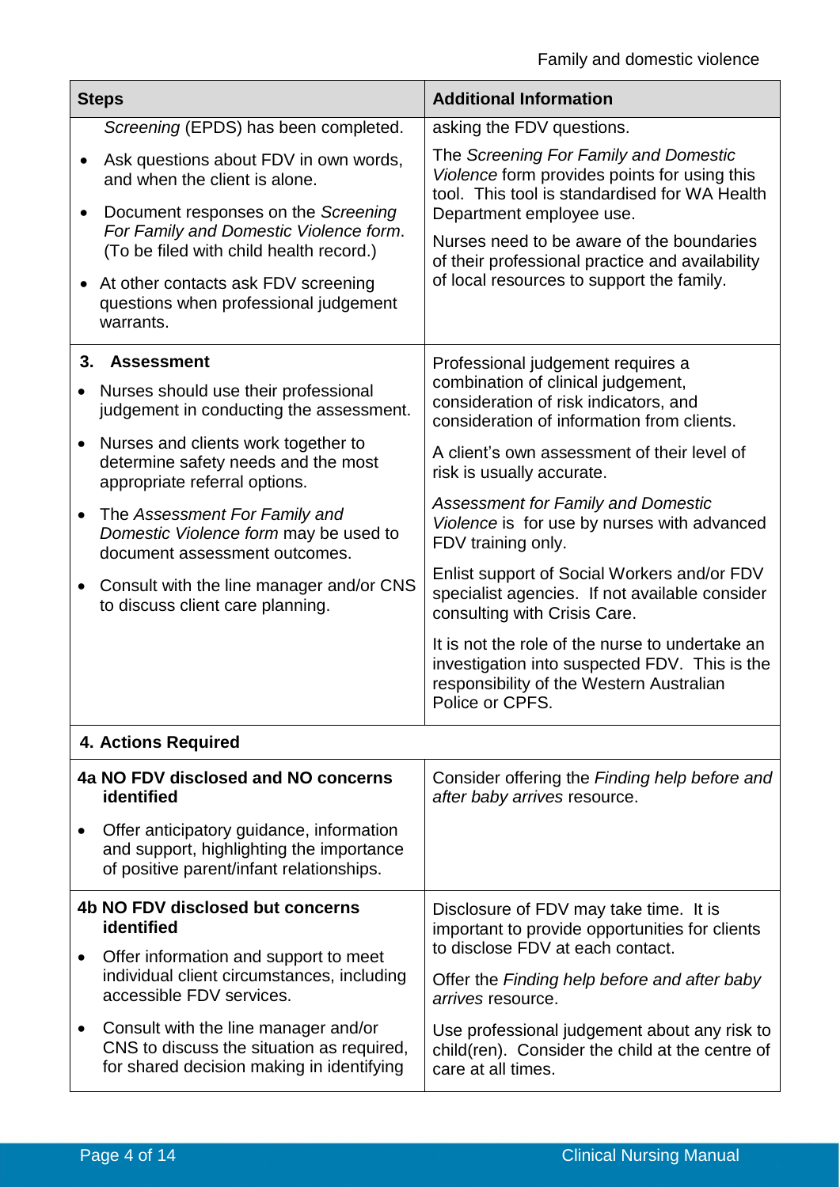| Steps | Additional Information |
|---|---|
| *Screening* (EPDS) has been completed.<br>• Ask questions about FDV in own words, and when the client is alone.<br>• Document responses on the *Screening For Family and Domestic Violence form*. (To be filed with child health record.)<br>• At other contacts ask FDV screening questions when professional judgement warrants. | asking the FDV questions.<br>The *Screening For Family and Domestic Violence* form provides points for using this tool. This tool is standardised for WA Health Department employee use.<br>Nurses need to be aware of the boundaries of their professional practice and availability of local resources to support the family. |
| **3. Assessment**<br>• Nurses should use their professional judgement in conducting the assessment.<br>• Nurses and clients work together to determine safety needs and the most appropriate referral options.<br>• The *Assessment For Family and Domestic Violence form* may be used to document assessment outcomes.<br>• Consult with the line manager and/or CNS to discuss client care planning. | Professional judgement requires a combination of clinical judgement, consideration of risk indicators, and consideration of information from clients.<br>A client's own assessment of their level of risk is usually accurate.<br>*Assessment for Family and Domestic Violence* is for use by nurses with advanced FDV training only.<br>Enlist support of Social Workers and/or FDV specialist agencies. If not available consider consulting with Crisis Care.<br>It is not the role of the nurse to undertake an investigation into suspected FDV. This is the responsibility of the Western Australian Police or CPFS. |
| **4. Actions Required** | |
| **4a NO FDV disclosed and NO concerns identified**<br>• Offer anticipatory guidance, information and support, highlighting the importance of positive parent/infant relationships. | Consider offering the *Finding help before and after baby arrives* resource. |
| **4b NO FDV disclosed but concerns identified**<br>• Offer information and support to meet individual client circumstances, including accessible FDV services.<br>• Consult with the line manager and/or CNS to discuss the situation as required, for shared decision making in identifying | Disclosure of FDV may take time. It is important to provide opportunities for clients to disclose FDV at each contact.<br>Offer the *Finding help before and after baby arrives* resource.<br>Use professional judgement about any risk to child(ren). Consider the child at the centre of care at all times. |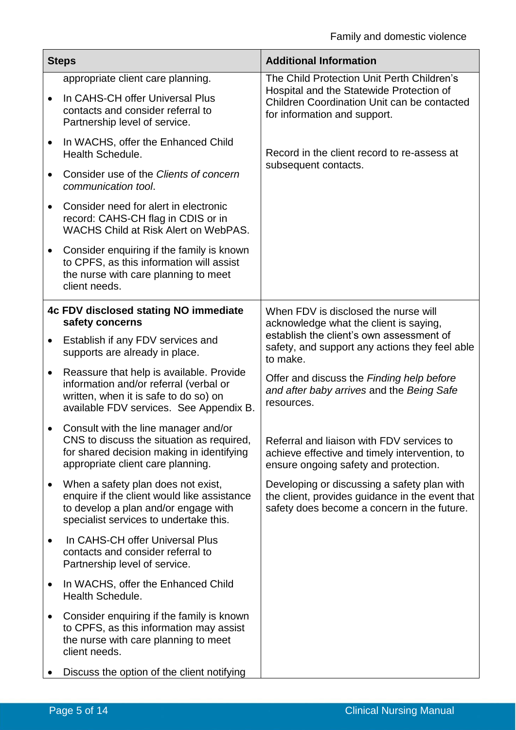| Steps | Additional Information |
|---|---|
| appropriate client care planning.<br>• In CAHS-CH offer Universal Plus contacts and consider referral to Partnership level of service.<br>• In WACHS, offer the Enhanced Child Health Schedule.<br>• Consider use of the *Clients of concern communication tool*.<br>• Consider need for alert in electronic record: CAHS-CH flag in CDIS or in WACHS Child at Risk Alert on WebPAS.<br>• Consider enquiring if the family is known to CPFS, as this information will assist the nurse with care planning to meet client needs. | The Child Protection Unit Perth Children's Hospital and the Statewide Protection of Children Coordination Unit can be contacted for information and support.<br><br>Record in the client record to re-assess at subsequent contacts. |
| **4c FDV disclosed stating NO immediate safety concerns**<br>• Establish if any FDV services and supports are already in place.<br>• Reassure that help is available. Provide information and/or referral (verbal or written, when it is safe to do so) on available FDV services. See Appendix B.<br>• Consult with the line manager and/or CNS to discuss the situation as required, for shared decision making in identifying appropriate client care planning.<br>• When a safety plan does not exist, enquire if the client would like assistance to develop a plan and/or engage with specialist services to undertake this.<br>• In CAHS-CH offer Universal Plus contacts and consider referral to Partnership level of service.<br>• In WACHS, offer the Enhanced Child Health Schedule.<br>• Consider enquiring if the family is known to CPFS, as this information may assist the nurse with care planning to meet client needs.<br>• Discuss the option of the client notifying | When FDV is disclosed the nurse will acknowledge what the client is saying, establish the client's own assessment of safety, and support any actions they feel able to make.<br><br>Offer and discuss the *Finding help before and after baby arrives* and the *Being Safe* resources.<br><br>Referral and liaison with FDV services to achieve effective and timely intervention, to ensure ongoing safety and protection.<br><br>Developing or discussing a safety plan with the client, provides guidance in the event that safety does become a concern in the future. |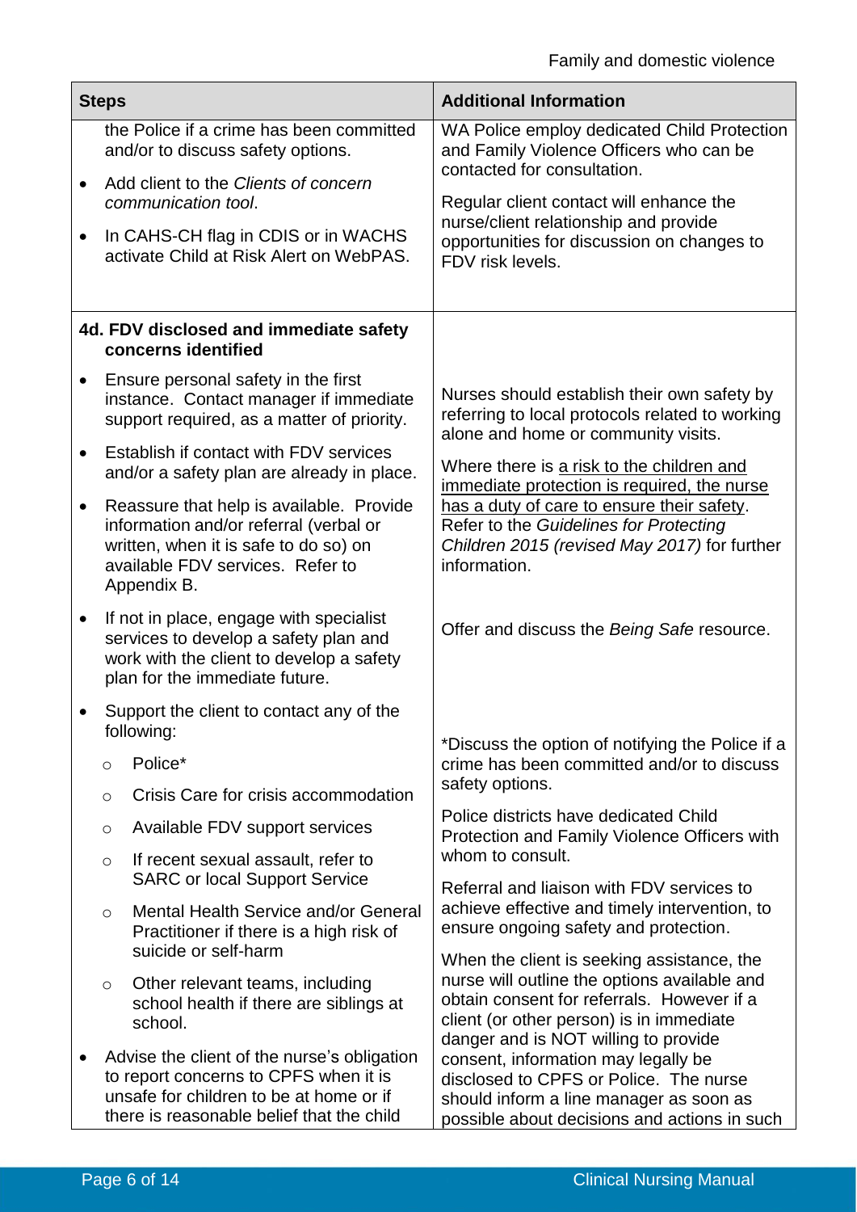| Steps | Additional Information |
|---|---|
| the Police if a crime has been committed and/or to discuss safety options.<br>• Add client to the *Clients of concern communication tool*.<br>• In CAHS-CH flag in CDIS or in WACHS activate Child at Risk Alert on WebPAS. | WA Police employ dedicated Child Protection and Family Violence Officers who can be contacted for consultation.<br>Regular client contact will enhance the nurse/client relationship and provide opportunities for discussion on changes to FDV risk levels. |
| **4d. FDV disclosed and immediate safety concerns identified** | |
| • Ensure personal safety in the first instance. Contact manager if immediate support required, as a matter of priority.<br>• Establish if contact with FDV services and/or a safety plan are already in place.<br>• Reassure that help is available. Provide information and/or referral (verbal or written, when it is safe to do so) on available FDV services. Refer to Appendix B. | Nurses should establish their own safety by referring to local protocols related to working alone and home or community visits.<br>Where there is <u>a risk to the children and immediate protection is required, the nurse has a duty of care to ensure their safety</u>. Refer to the *Guidelines for Protecting Children 2015 (revised May 2017)* for further information. |
| • If not in place, engage with specialist services to develop a safety plan and work with the client to develop a safety plan for the immediate future. | Offer and discuss the *Being Safe* resource. |
| • Support the client to contact any of the following:<br>  ○ Police*<br>  ○ Crisis Care for crisis accommodation<br>  ○ Available FDV support services<br>  ○ If recent sexual assault, refer to SARC or local Support Service<br>  ○ Mental Health Service and/or General Practitioner if there is a high risk of suicide or self-harm<br>  ○ Other relevant teams, including school health if there are siblings at school.<br>• Advise the client of the nurse's obligation to report concerns to CPFS when it is unsafe for children to be at home or if there is reasonable belief that the child | *Discuss the option of notifying the Police if a crime has been committed and/or to discuss safety options.<br>Police districts have dedicated Child Protection and Family Violence Officers with whom to consult.<br>Referral and liaison with FDV services to achieve effective and timely intervention, to ensure ongoing safety and protection.<br>When the client is seeking assistance, the nurse will outline the options available and obtain consent for referrals. However if a client (or other person) is in immediate danger and is NOT willing to provide consent, information may legally be disclosed to CPFS or Police. The nurse should inform a line manager as soon as possible about decisions and actions in such |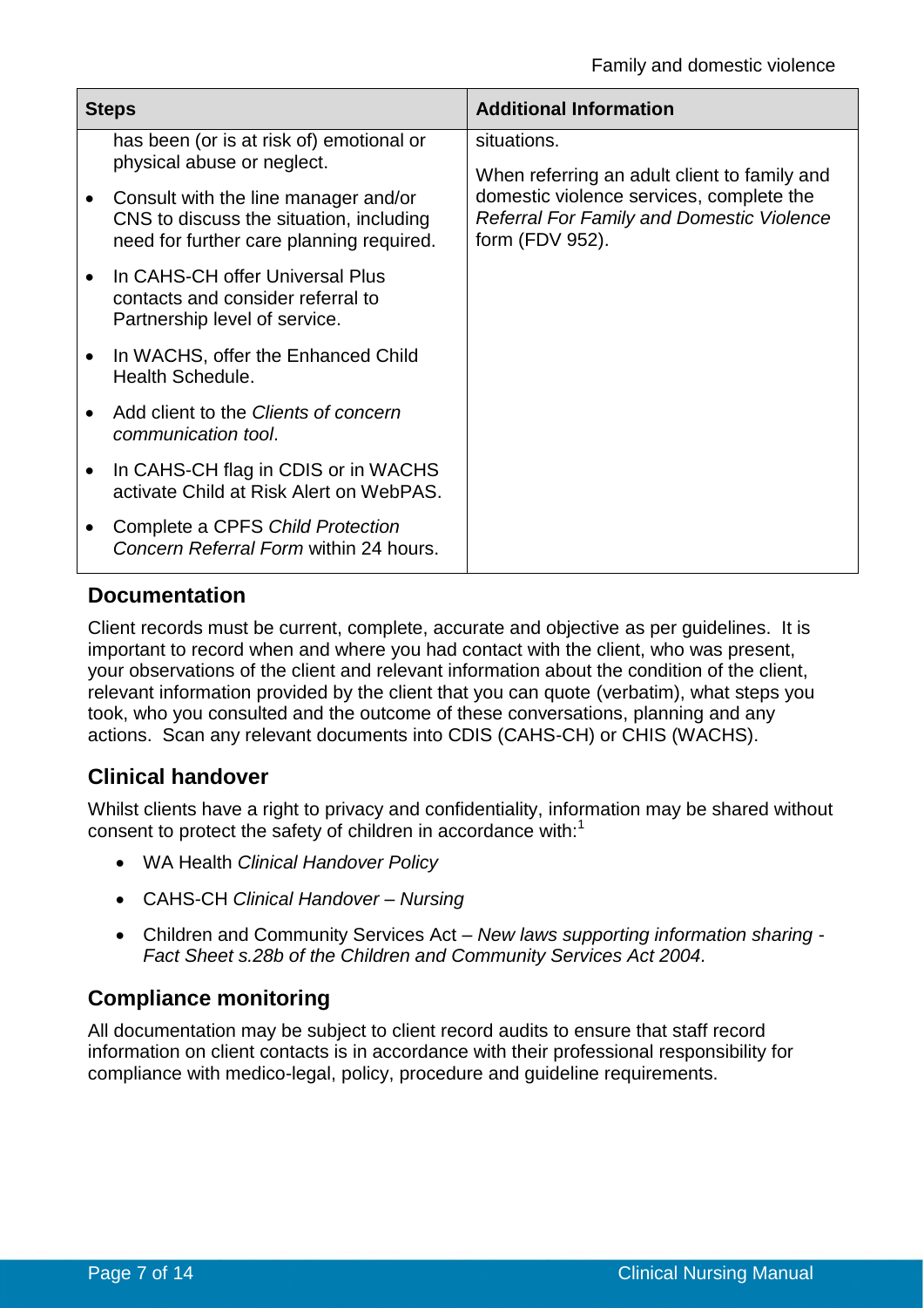| Steps | Additional Information |
| --- | --- |
| has been (or is at risk of) emotional or physical abuse or neglect.<br>• Consult with the line manager and/or CNS to discuss the situation, including need for further care planning required.<br>• In CAHS-CH offer Universal Plus contacts and consider referral to Partnership level of service.<br>• In WACHS, offer the Enhanced Child Health Schedule.<br>• Add client to the *Clients of concern communication tool*.<br>• In CAHS-CH flag in CDIS or in WACHS activate Child at Risk Alert on WebPAS.<br>• Complete a CPFS *Child Protection Concern Referral Form* within 24 hours. | situations.<br><br>When referring an adult client to family and domestic violence services, complete the *Referral For Family and Domestic Violence* form (FDV 952). |

## Documentation

Client records must be current, complete, accurate and objective as per guidelines. It is important to record when and where you had contact with the client, who was present, your observations of the client and relevant information about the condition of the client, relevant information provided by the client that you can quote (verbatim), what steps you took, who you consulted and the outcome of these conversations, planning and any actions. Scan any relevant documents into CDIS (CAHS-CH) or CHIS (WACHS).

## Clinical handover

Whilst clients have a right to privacy and confidentiality, information may be shared without consent to protect the safety of children in accordance with:[1]

- WA Health *Clinical Handover Policy*
- CAHS-CH *Clinical Handover – Nursing*
- Children and Community Services Act – *New laws supporting information sharing - Fact Sheet s.28b of the Children and Community Services Act 2004.*

## Compliance monitoring

All documentation may be subject to client record audits to ensure that staff record information on client contacts is in accordance with their professional responsibility for compliance with medico-legal, policy, procedure and guideline requirements.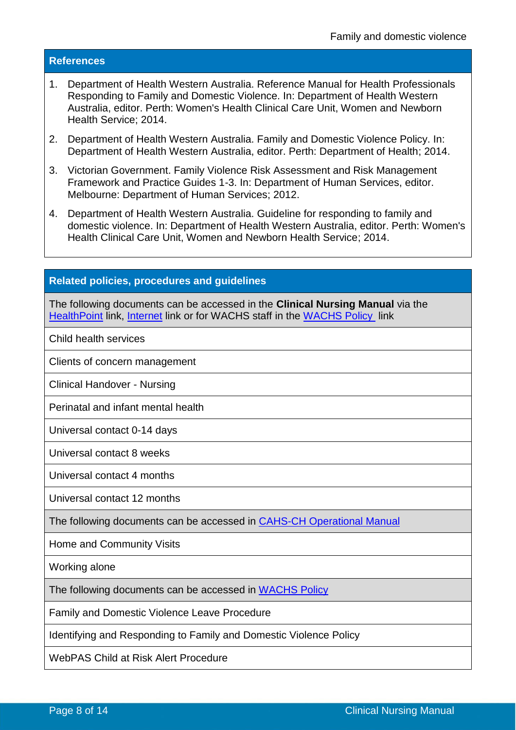## References

1. Department of Health Western Australia. Reference Manual for Health Professionals Responding to Family and Domestic Violence. In: Department of Health Western Australia, editor. Perth: Women's Health Clinical Care Unit, Women and Newborn Health Service; 2014.
2. Department of Health Western Australia. Family and Domestic Violence Policy. In: Department of Health Western Australia, editor. Perth: Department of Health; 2014.
3. Victorian Government. Family Violence Risk Assessment and Risk Management Framework and Practice Guides 1-3. In: Department of Human Services, editor. Melbourne: Department of Human Services; 2012.
4. Department of Health Western Australia. Guideline for responding to family and domestic violence. In: Department of Health Western Australia, editor. Perth: Women's Health Clinical Care Unit, Women and Newborn Health Service; 2014.

## Related policies, procedures and guidelines

The following documents can be accessed in the **Clinical Nursing Manual** via the HealthPoint link, Internet link or for WACHS staff in the WACHS Policy link

- Child health services
- Clients of concern management
- Clinical Handover - Nursing
- Perinatal and infant mental health
- Universal contact 0-14 days
- Universal contact 8 weeks
- Universal contact 4 months
- Universal contact 12 months

The following documents can be accessed in CAHS-CH Operational Manual

- Home and Community Visits
- Working alone

The following documents can be accessed in WACHS Policy

- Family and Domestic Violence Leave Procedure
- Identifying and Responding to Family and Domestic Violence Policy
- WebPAS Child at Risk Alert Procedure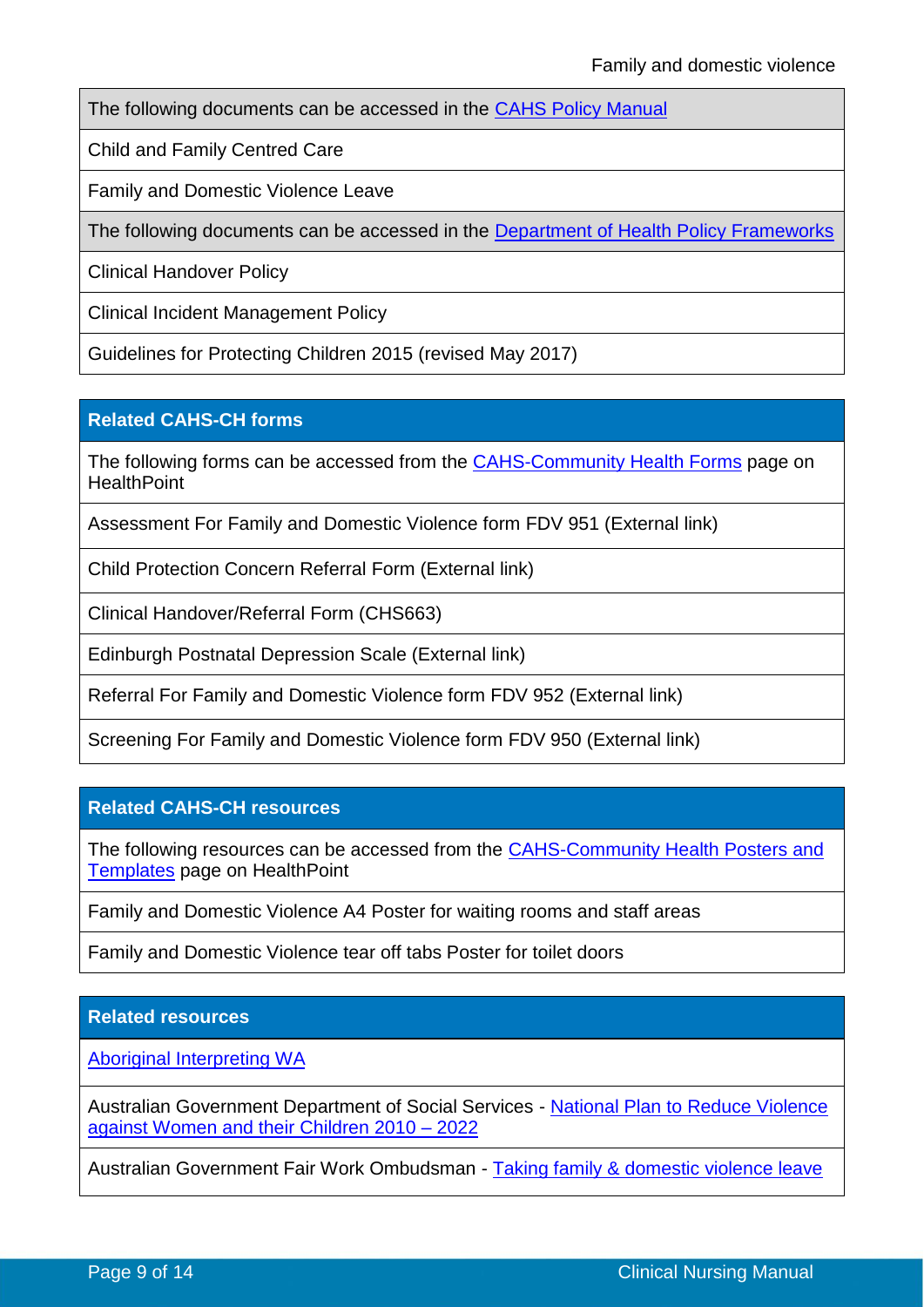| The following documents can be accessed in the CAHS Policy Manual |
| --- |
| Child and Family Centred Care |
| Family and Domestic Violence Leave |
| The following documents can be accessed in the Department of Health Policy Frameworks |
| Clinical Handover Policy |
| Clinical Incident Management Policy |
| Guidelines for Protecting Children 2015 (revised May 2017) |

| Related CAHS-CH forms |
| --- |
| The following forms can be accessed from the CAHS-Community Health Forms page on HealthPoint |
| Assessment For Family and Domestic Violence form FDV 951 (External link) |
| Child Protection Concern Referral Form (External link) |
| Clinical Handover/Referral Form (CHS663) |
| Edinburgh Postnatal Depression Scale (External link) |
| Referral For Family and Domestic Violence form FDV 952 (External link) |
| Screening For Family and Domestic Violence form FDV 950 (External link) |

| Related CAHS-CH resources |
| --- |
| The following resources can be accessed from the CAHS-Community Health Posters and Templates page on HealthPoint |
| Family and Domestic Violence A4 Poster for waiting rooms and staff areas |
| Family and Domestic Violence tear off tabs Poster for toilet doors |

| Related resources |
| --- |
| Aboriginal Interpreting WA |
| Australian Government Department of Social Services - National Plan to Reduce Violence against Women and their Children 2010 – 2022 |
| Australian Government Fair Work Ombudsman - Taking family & domestic violence leave |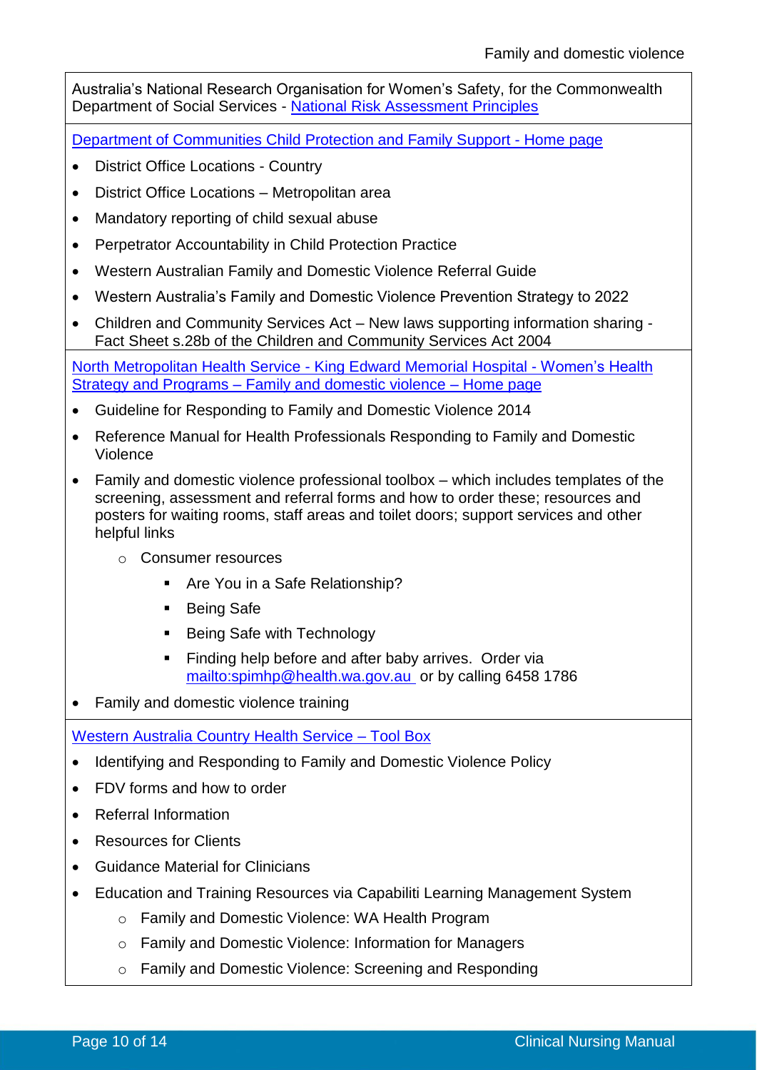Australia's National Research Organisation for Women's Safety, for the Commonwealth Department of Social Services - National Risk Assessment Principles

Department of Communities Child Protection and Family Support - Home page

- District Office Locations - Country
- District Office Locations – Metropolitan area
- Mandatory reporting of child sexual abuse
- Perpetrator Accountability in Child Protection Practice
- Western Australian Family and Domestic Violence Referral Guide
- Western Australia's Family and Domestic Violence Prevention Strategy to 2022
- Children and Community Services Act – New laws supporting information sharing - Fact Sheet s.28b of the Children and Community Services Act 2004

North Metropolitan Health Service - King Edward Memorial Hospital - Women's Health Strategy and Programs – Family and domestic violence – Home page

- Guideline for Responding to Family and Domestic Violence 2014
- Reference Manual for Health Professionals Responding to Family and Domestic Violence
- Family and domestic violence professional toolbox – which includes templates of the screening, assessment and referral forms and how to order these; resources and posters for waiting rooms, staff areas and toilet doors; support services and other helpful links
    - Consumer resources
        - Are You in a Safe Relationship?
        - Being Safe
        - Being Safe with Technology
        - Finding help before and after baby arrives. Order via mailto:spimhp@health.wa.gov.au or by calling 6458 1786
- Family and domestic violence training

Western Australia Country Health Service – Tool Box

- Identifying and Responding to Family and Domestic Violence Policy
- FDV forms and how to order
- Referral Information
- Resources for Clients
- Guidance Material for Clinicians
- Education and Training Resources via Capabiliti Learning Management System
    - Family and Domestic Violence: WA Health Program
    - Family and Domestic Violence: Information for Managers
    - Family and Domestic Violence: Screening and Responding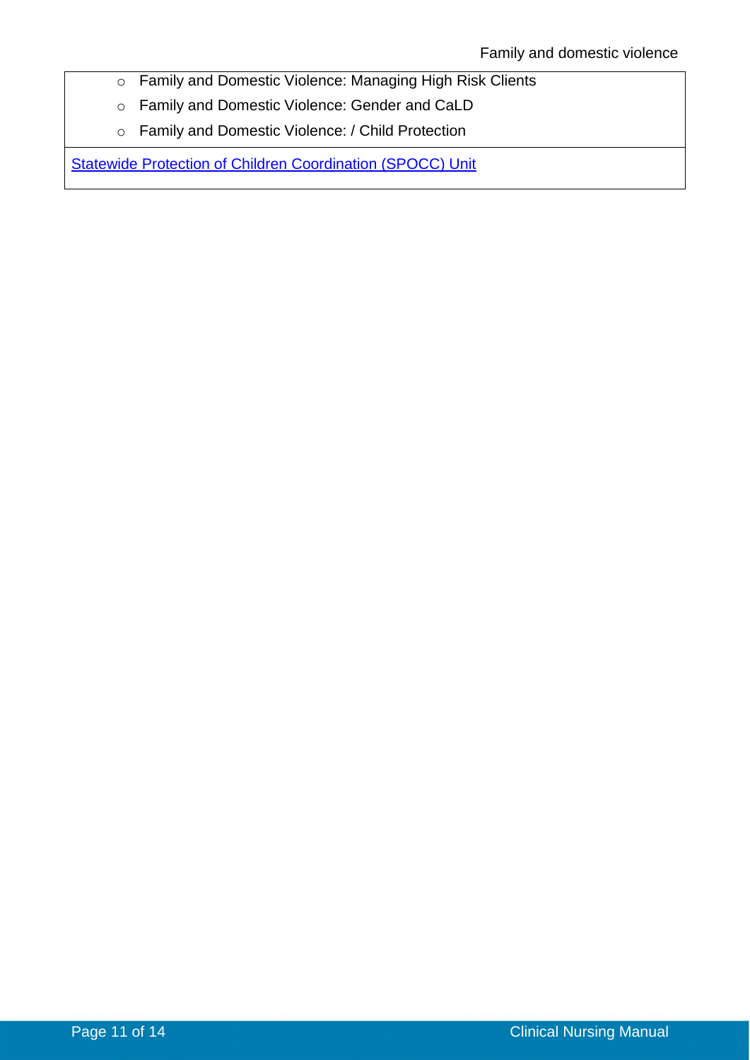| |
|---|
| - Family and Domestic Violence: Managing High Risk Clients<br>- Family and Domestic Violence: Gender and CaLD<br>- Family and Domestic Violence: / Child Protection |
| Statewide Protection of Children Coordination (SPOCC) Unit |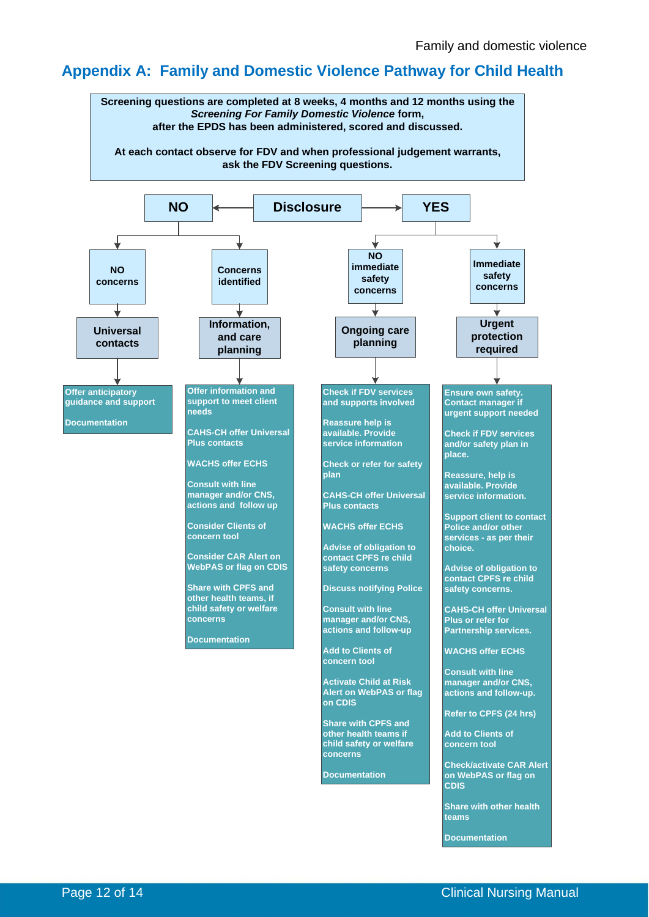## Appendix A: Family and Domestic Violence Pathway for Child Health

**Screening questions are completed at 8 weeks, 4 months and 12 months using the *Screening For Family Domestic Violence* form, after the EPDS has been administered, scored and discussed.**

**At each contact observe for FDV and when professional judgement warrants, ask the FDV Screening questions.**

**Disclosure**

### NO

**NO concerns** → **Universal contacts**

- Offer anticipatory guidance and support
- Documentation

**Concerns identified** → **Information, and care planning**

- Offer information and support to meet client needs
- CAHS-CH offer Universal Plus contacts
- WACHS offer ECHS
- Consult with line manager and/or CNS, actions and follow up
- Consider Clients of concern tool
- Consider CAR Alert on WebPAS or flag on CDIS
- Share with CPFS and other health teams, if child safety or welfare concerns
- Documentation

### YES

**NO immediate safety concerns** → **Ongoing care planning**

- Check if FDV services and supports involved
- Reassure help is available. Provide service information
- Check or refer for safety plan
- CAHS-CH offer Universal Plus contacts
- WACHS offer ECHS
- Advise of obligation to contact CPFS re child safety concerns
- Discuss notifying Police
- Consult with line manager and/or CNS, actions and follow-up
- Add to Clients of concern tool
- Activate Child at Risk Alert on WebPAS or flag on CDIS
- Share with CPFS and other health teams if child safety or welfare concerns
- Documentation

**Immediate safety concerns** → **Urgent protection required**

- Ensure own safety. Contact manager if urgent support needed
- Check if FDV services and/or safety plan in place.
- Reassure, help is available. Provide service information.
- Support client to contact Police and/or other services - as per their choice.
- Advise of obligation to contact CPFS re child safety concerns.
- CAHS-CH offer Universal Plus or refer for Partnership services.
- WACHS offer ECHS
- Consult with line manager and/or CNS, actions and follow-up.
- Refer to CPFS (24 hrs)
- Add to Clients of concern tool
- Check/activate CAR Alert on WebPAS or flag on CDIS
- Share with other health teams
- Documentation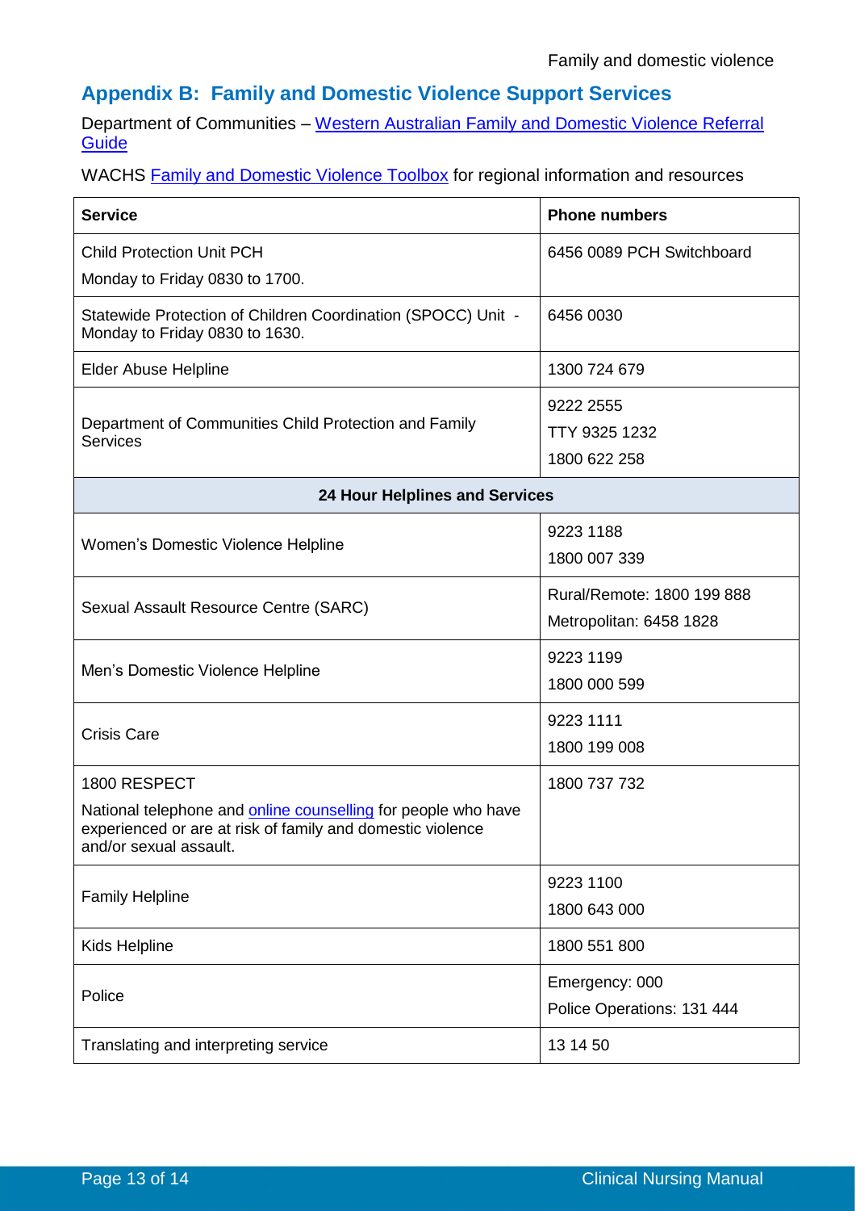## Appendix B: Family and Domestic Violence Support Services

Department of Communities – Western Australian Family and Domestic Violence Referral Guide

WACHS Family and Domestic Violence Toolbox for regional information and resources

| Service | Phone numbers |
| --- | --- |
| Child Protection Unit PCH<br>Monday to Friday 0830 to 1700. | 6456 0089 PCH Switchboard |
| Statewide Protection of Children Coordination (SPOCC) Unit - Monday to Friday 0830 to 1630. | 6456 0030 |
| Elder Abuse Helpline | 1300 724 679 |
| Department of Communities Child Protection and Family Services | 9222 2555<br>TTY 9325 1232<br>1800 622 258 |
| **24 Hour Helplines and Services** | |
| Women's Domestic Violence Helpline | 9223 1188<br>1800 007 339 |
| Sexual Assault Resource Centre (SARC) | Rural/Remote: 1800 199 888<br>Metropolitan: 6458 1828 |
| Men's Domestic Violence Helpline | 9223 1199<br>1800 000 599 |
| Crisis Care | 9223 1111<br>1800 199 008 |
| 1800 RESPECT<br>National telephone and online counselling for people who have experienced or are at risk of family and domestic violence and/or sexual assault. | 1800 737 732 |
| Family Helpline | 9223 1100<br>1800 643 000 |
| Kids Helpline | 1800 551 800 |
| Police | Emergency: 000<br>Police Operations: 131 444 |
| Translating and interpreting service | 13 14 50 |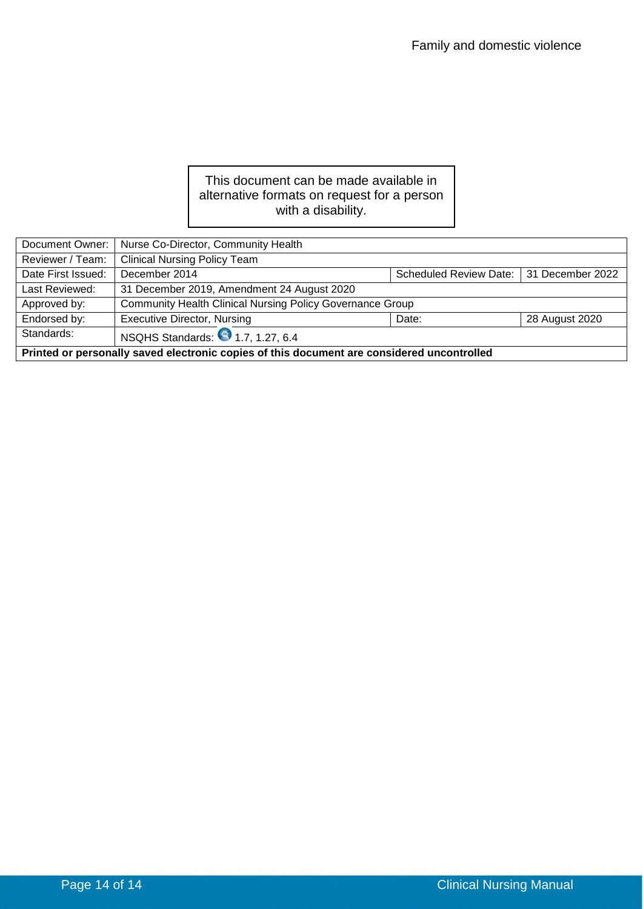This document can be made available in alternative formats on request for a person with a disability.

| | | | |
|---|---|---|---|
| Document Owner: | Nurse Co-Director, Community Health | | |
| Reviewer / Team: | Clinical Nursing Policy Team | | |
| Date First Issued: | December 2014 | Scheduled Review Date: | 31 December 2022 |
| Last Reviewed: | 31 December 2019, Amendment 24 August 2020 | | |
| Approved by: | Community Health Clinical Nursing Policy Governance Group | | |
| Endorsed by: | Executive Director, Nursing | Date: | 28 August 2020 |
| Standards: | NSQHS Standards: 1.7, 1.27, 6.4 | | |
| **Printed or personally saved electronic copies of this document are considered uncontrolled** | | | |